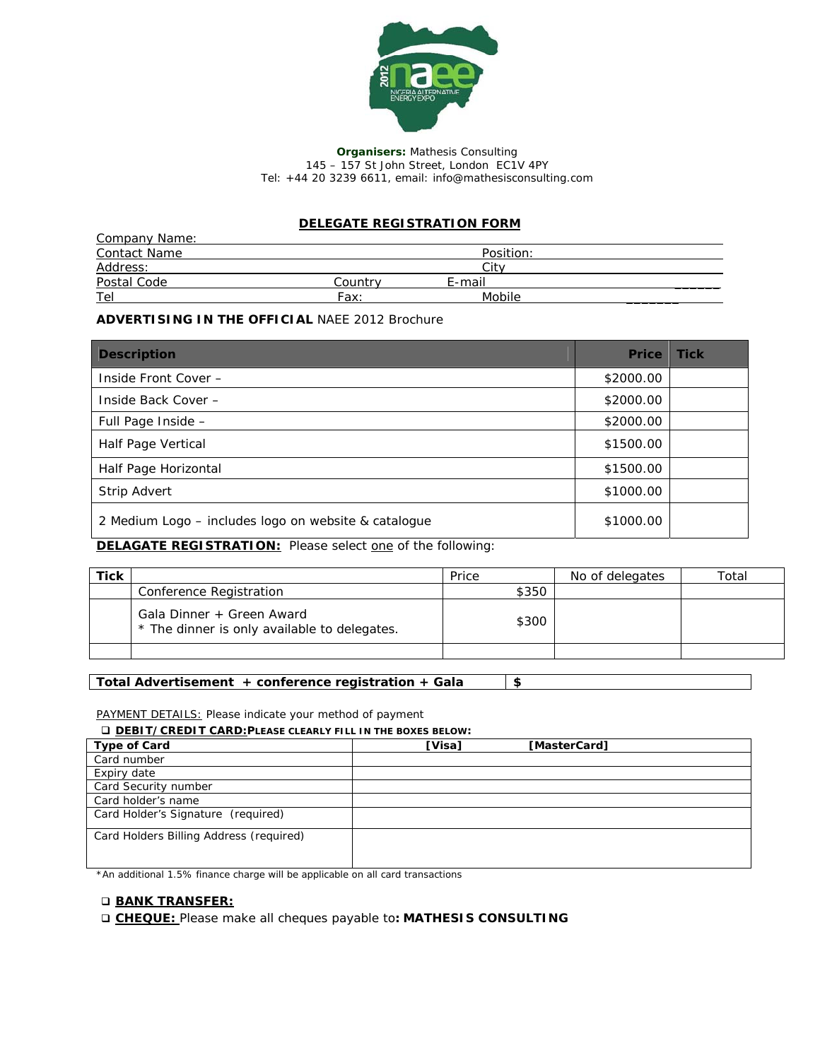**Organisers:** Mathesis Consulting
145 – 157 St John Street, London EC1V 4PY
Tel: +44 20 3239 6611, email: info@mathesisconsulting.com

## DELEGATE REGISTRATION FORM

Company Name:
Contact Name Position:
Address: City
Postal Code Country E-mail ______
Tel Fax: Mobile _______

**ADVERTISING IN THE OFFICIAL** NAEE 2012 Brochure

| Description | Price | Tick |
|---|---|---|
| Inside Front Cover – | $2000.00 | |
| Inside Back Cover – | $2000.00 | |
| Full Page Inside – | $2000.00 | |
| Half Page Vertical | $1500.00 | |
| Half Page Horizontal | $1500.00 | |
| Strip Advert | $1000.00 | |
| 2 Medium Logo – includes logo on website & catalogue | $1000.00 | |

**DELAGATE REGISTRATION:** Please select one of the following:

| Tick | | Price | No of delegates | Total |
|---|---|---|---|---|
| | Conference Registration | $350 | | |
| | Gala Dinner + Green Award<br>* The dinner is only available to delegates. | $300 | | |
| | | | | |

| **Total Advertisement + conference registration + Gala** | **$** |
|---|---|

PAYMENT DETAILS: Please indicate your method of payment

❑ **DEBIT/CREDIT CARD:PLEASE CLEARLY FILL IN THE BOXES BELOW:**

| **Type of Card** | **[Visa] [MasterCard]** |
|---|---|
| Card number | |
| Expiry date | |
| Card Security number | |
| Card holder's name | |
| Card Holder's Signature (required) | |
| Card Holders Billing Address (required) | |

*An additional 1.5% finance charge will be applicable on all card transactions

❑ **BANK TRANSFER:**

❑ **CHEQUE:** Please make all cheques payable to**: MATHESIS CONSULTING**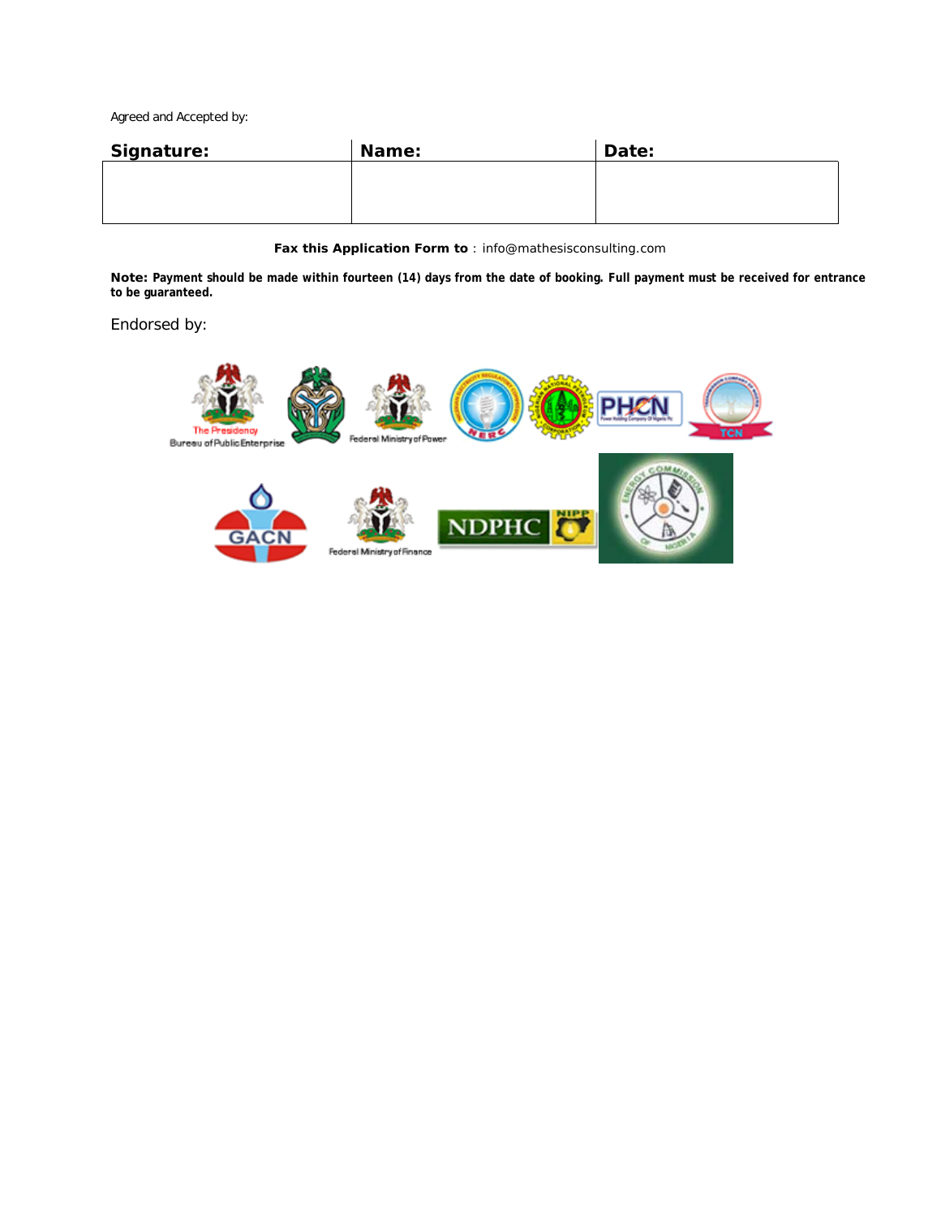Agreed and Accepted by:

| Signature: | Name: | Date: |
| --- | --- | --- |
| | | |

**Fax this Application Form to** : info@mathesisconsulting.com

**Note: Payment should be made within fourteen (14) days from the date of booking. Full payment must be received for entrance to be guaranteed.**

Endorsed by: